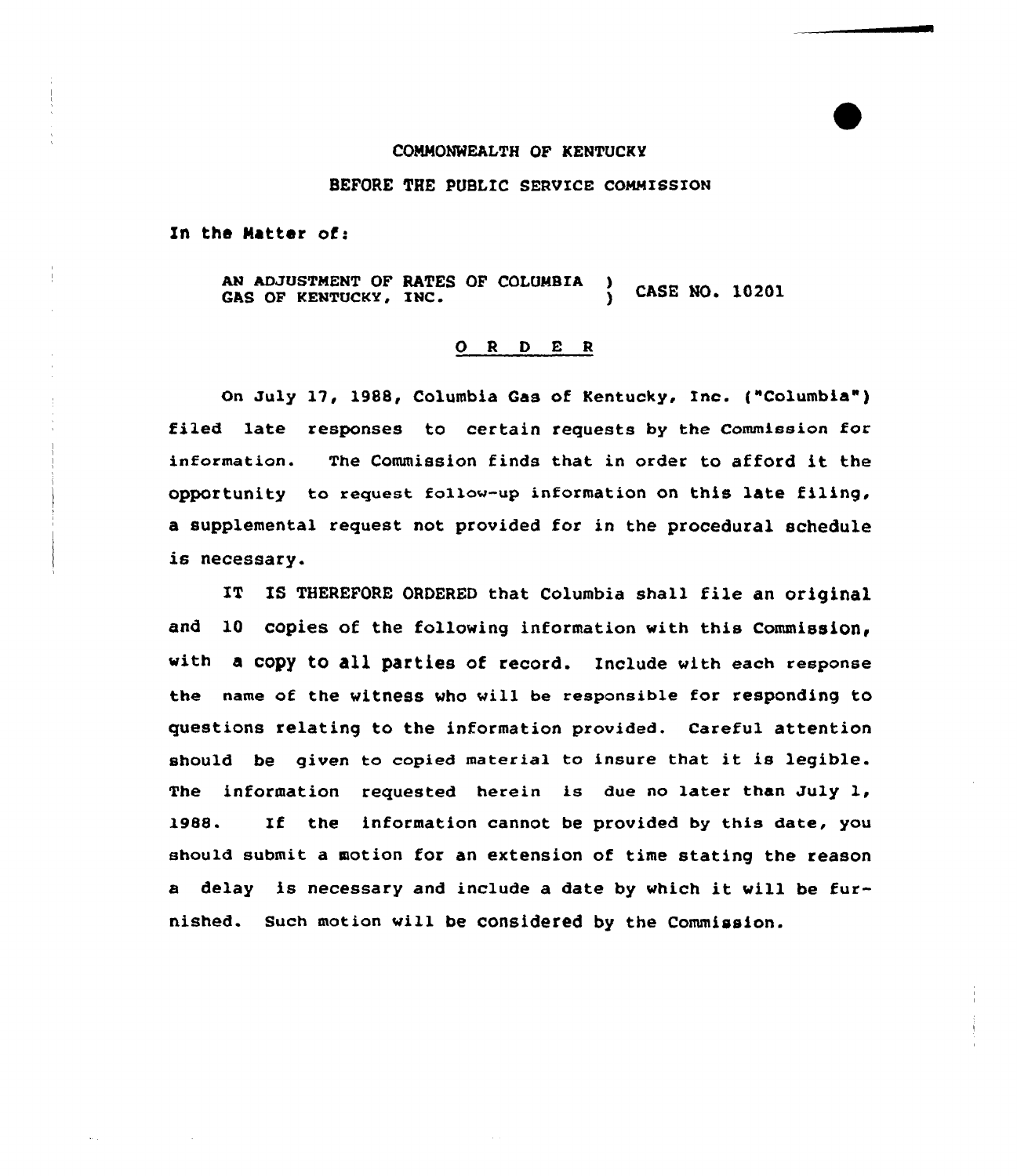COMMONWEALTH OF KENTUCKY

BEFORE THE PUBLIC SERVICE COMMISSION

In the Matter of:

AN ADJUSTMENT OF RATES OF COLUMBIA GAS OF KENTUCKY, INC. ) CASE NO. 10201

O R D E R

On July 17, 1988, Columbia Gas of Kentucky, Inc. ("Columbia") filed late responses to certain requests by the Commission for information. The Commission finds that in order to afford it the opportunity to request follow-up information on this late filing, a supplemental request not provided for in the procedural schedule is necessary.

IT IS THEREFORE ORDERED that Columbia shall file an original and 10 copies of the following information with this Commission, with a copy to all parties of record. Include with each response the name of the witness who will be responsible for responding to questions relating to the information provided. Careful attention should be given to copied material to insure that it is legible. The information requested herein is due no later than July 1, 1988. If the information cannot be provided by this date, you should submit a motion for an extension of time stating the reason a delay is necessary and include a date by which it will be furnished. Such motion will be considered by the Commission.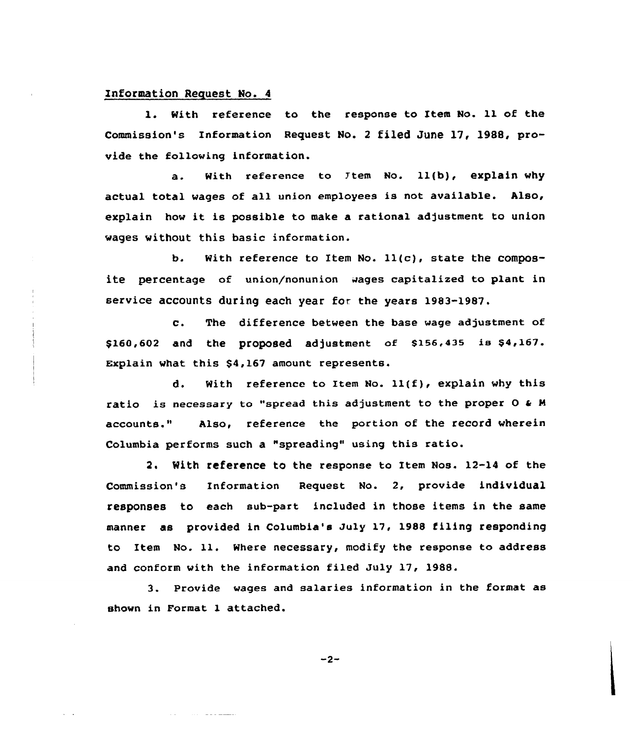Information Request No. 4

1. With reference to the response to Item No. 11 of the Commission's Information Request No. 2 filed June 17, 1988, provide the following information.

a. With reference to Item No. 11(b), explain why actual total wages of all union employees is not available. Also, explain how it is possible to make a rational adjustment to union wages without this basic information.

b. With reference to Item No. 11(c), state the composite percentage of union/nonunion wages capitalized to plant in service accounts during each year for the years 1983-1987.

c. The difference between the base wage adjustment of $160,602 and the proposed adjustment of $156,435 is $4,167. Explain what this $4,167 amount represents.

d. With reference to Item No. 11(f), explain why this ratio is necessary to "spread this adjustment to the proper O & M accounts." Also, reference the portion of the record wherein Columbia performs such a "spreading" using this ratio.

2. With reference to the response to Item Nos. 12-14 of the Commission's Information Request No. 2, provide individual responses to each sub-part included in those items in the same manner as provided in Columbia's July 17, 1988 filing responding to Item No. 11. Where necessary, modify the response to address and conform with the information filed July 17, 1988.

3. Provide wages and salaries information in the format as shown in Format 1 attached.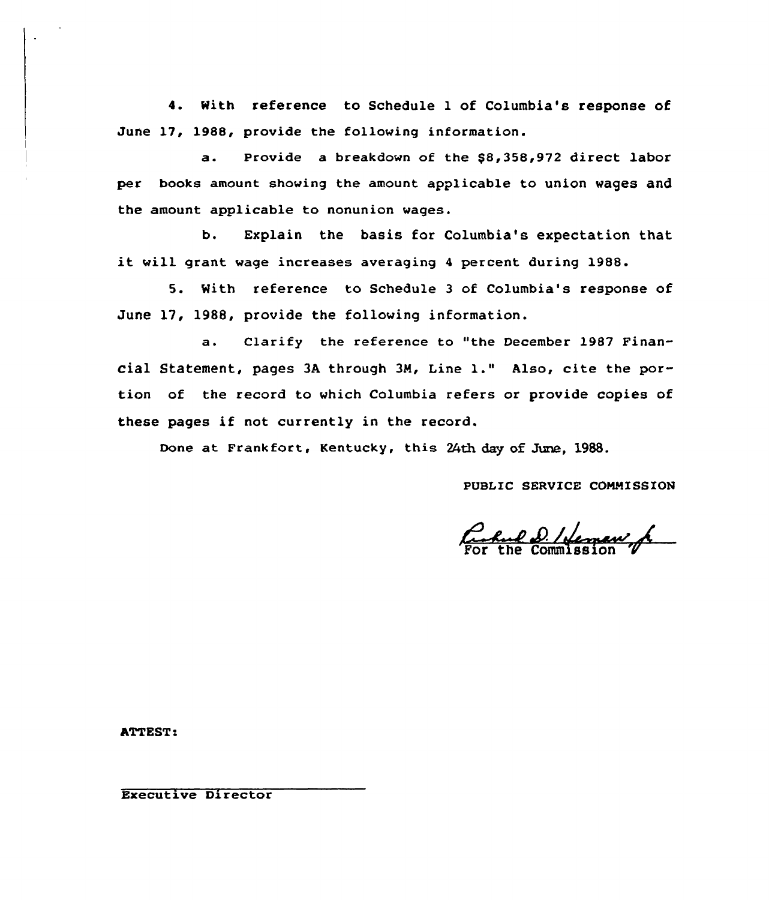4. With reference to Schedule 1 of Columbia's response of June 17, 1988, provide the following information.

a. Provide a breakdown of the $8,358,972 direct labor per books amount showing the amount applicable to union wages and the amount applicable to nonunion wages.

b. Explain the basis for Columbia's expectation that it will grant wage increases averaging 4 percent during 1988.

5. With reference to Schedule 3 of Columbia's response of June 17, 1988, provide the following information.

a. Clarify the reference to "the December 1987 Financial Statement, pages 3A through 3M, Line 1." Also, cite the portion of the record to which Columbia refers or provide copies of these pages if not currently in the record.

Done at Frankfort, Kentucky, this 24th day of June, 1988.

PUBLIC SERVICE COMMISSION

For the Commission

ATTEST:

Executive Director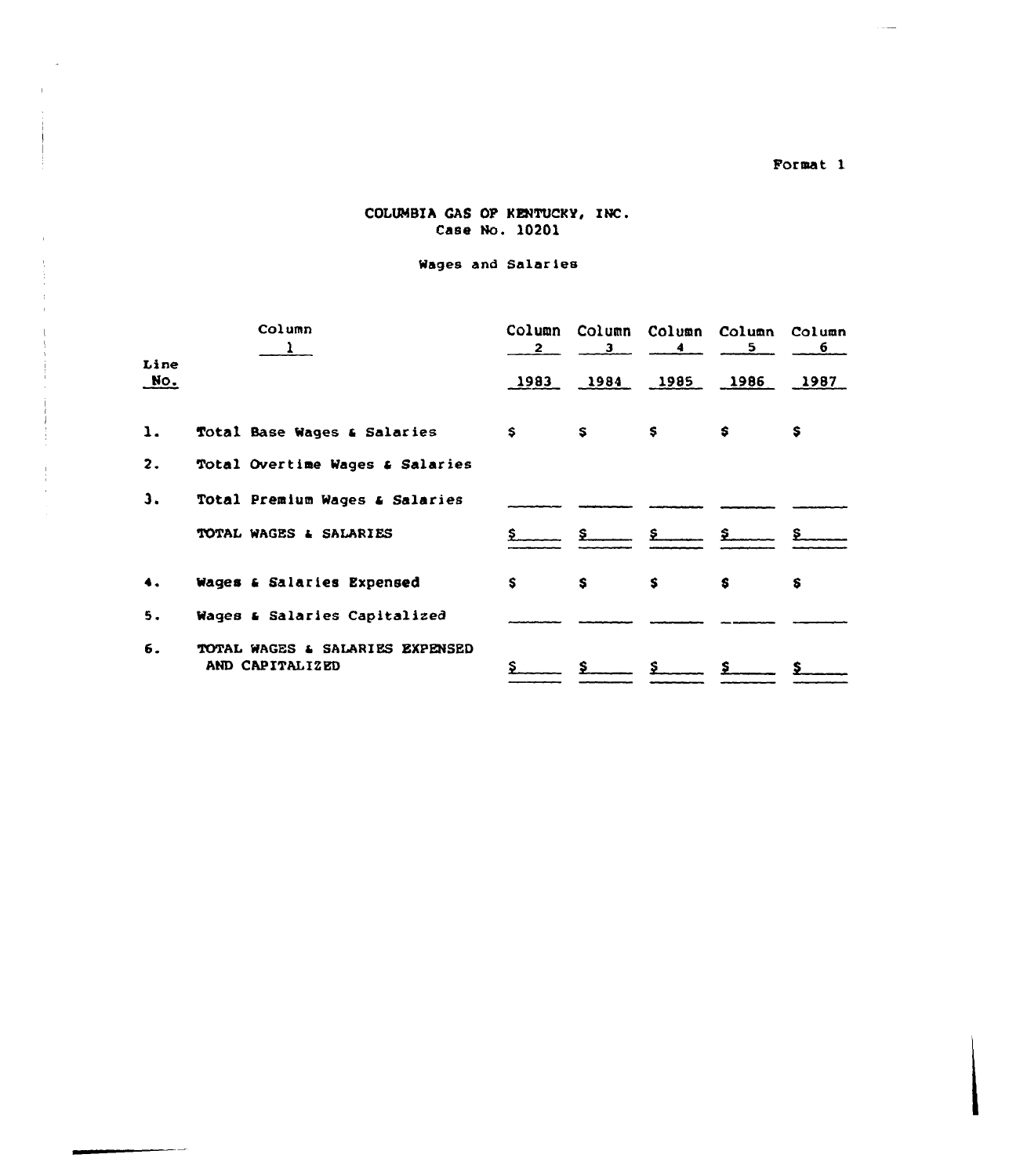Format 1

COLUMBIA GAS OF KENTUCKY, INC.
Case No. 10201

Wages and Salaries

| Line No. | Column 1 | Column 2 1983 | Column 3 1984 | Column 4 1985 | Column 5 1986 | Column 6 1987 |
|---|---|---|---|---|---|---|
| 1. | Total Base Wages & Salaries | $ | $ | $ | $ | $ |
| 2. | Total Overtime Wages & Salaries | | | | | |
| 3. | Total Premium Wages & Salaries | | | | | |
| | TOTAL WAGES & SALARIES | $ | $ | $ | $ | $ |
| 4. | Wages & Salaries Expensed | $ | $ | $ | $ | $ |
| 5. | Wages & Salaries Capitalized | | | | | |
| 6. | TOTAL WAGES & SALARIES EXPENSED AND CAPITALIZED | $ | $ | $ | $ | $ |